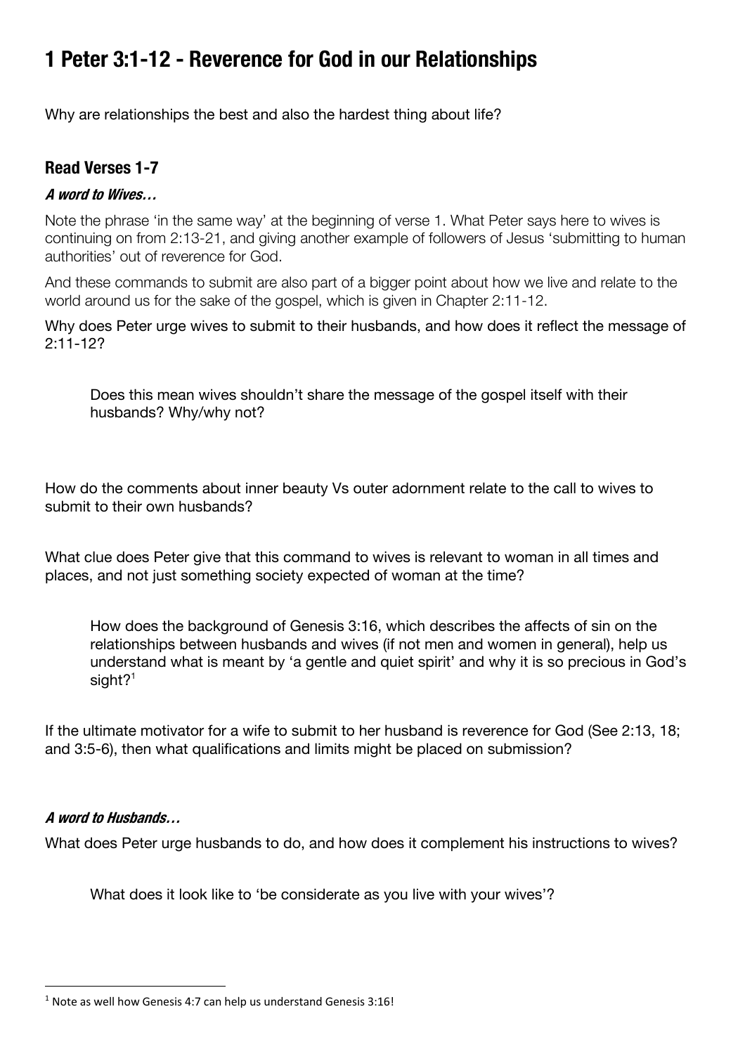# 1 Peter 3:1-12 - Reverence for God in our Relationships

Why are relationships the best and also the hardest thing about life?

## Read Verses 1-7

### *A word to Wives…*

Note the phrase 'in the same way' at the beginning of verse 1. What Peter says here to wives is continuing on from 2:13-21, and giving another example of followers of Jesus 'submitting to human authorities' out of reverence for God.

And these commands to submit are also part of a bigger point about how we live and relate to the world around us for the sake of the gospel, which is given in Chapter 2:11-12.

Why does Peter urge wives to submit to their husbands, and how does it reflect the message of 2:11-12?

> Does this mean wives shouldn't share the message of the gospel itself with their husbands? Why/why not?

How do the comments about inner beauty Vs outer adornment relate to the call to wives to submit to their own husbands?

What clue does Peter give that this command to wives is relevant to woman in all times and places, and not just something society expected of woman at the time?

> How does the background of Genesis 3:16, which describes the affects of sin on the relationships between husbands and wives (if not men and women in general), help us understand what is meant by 'a gentle and quiet spirit' and why it is so precious in God's sight?[1]

If the ultimate motivator for a wife to submit to her husband is reverence for God (See 2:13, 18; and 3:5-6), then what qualifications and limits might be placed on submission?

### *A word to Husbands…*

What does Peter urge husbands to do, and how does it complement his instructions to wives?

> What does it look like to 'be considerate as you live with your wives'?

[1] Note as well how Genesis 4:7 can help us understand Genesis 3:16!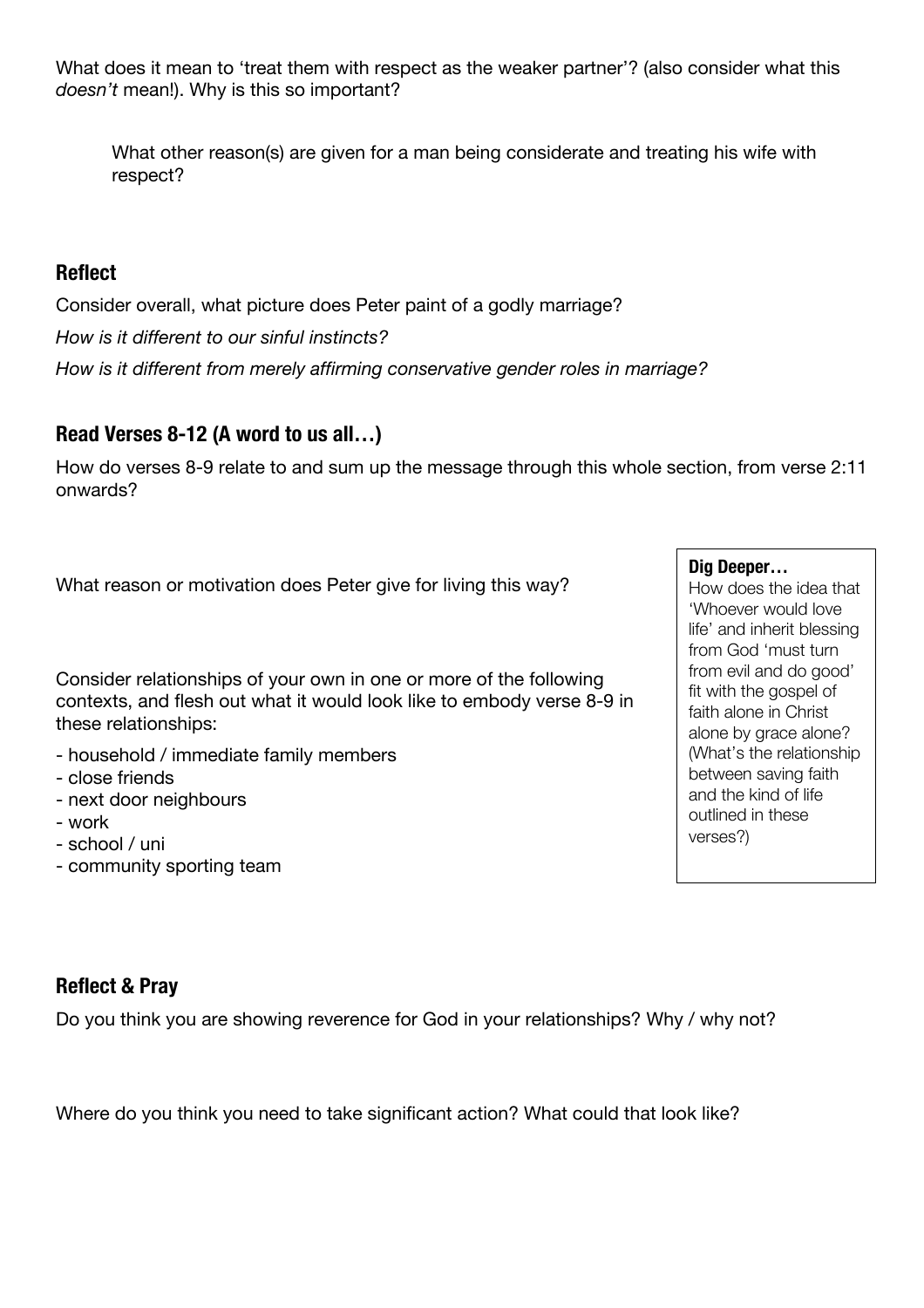What does it mean to 'treat them with respect as the weaker partner'? (also consider what this *doesn't* mean!). Why is this so important?

What other reason(s) are given for a man being considerate and treating his wife with respect?

### Reflect

Consider overall, what picture does Peter paint of a godly marriage?

*How is it different to our sinful instincts?*

*How is it different from merely affirming conservative gender roles in marriage?*

### Read Verses 8-12 (A word to us all…)

How do verses 8-9 relate to and sum up the message through this whole section, from verse 2:11 onwards?

What reason or motivation does Peter give for living this way?

Consider relationships of your own in one or more of the following contexts, and flesh out what it would look like to embody verse 8-9 in these relationships:

- household / immediate family members
- close friends
- next door neighbours
- work
- school / uni
- community sporting team

**Dig Deeper…**
How does the idea that 'Whoever would love life' and inherit blessing from God 'must turn from evil and do good' fit with the gospel of faith alone in Christ alone by grace alone? (What's the relationship between saving faith and the kind of life outlined in these verses?)

### Reflect & Pray

Do you think you are showing reverence for God in your relationships? Why / why not?

Where do you think you need to take significant action? What could that look like?